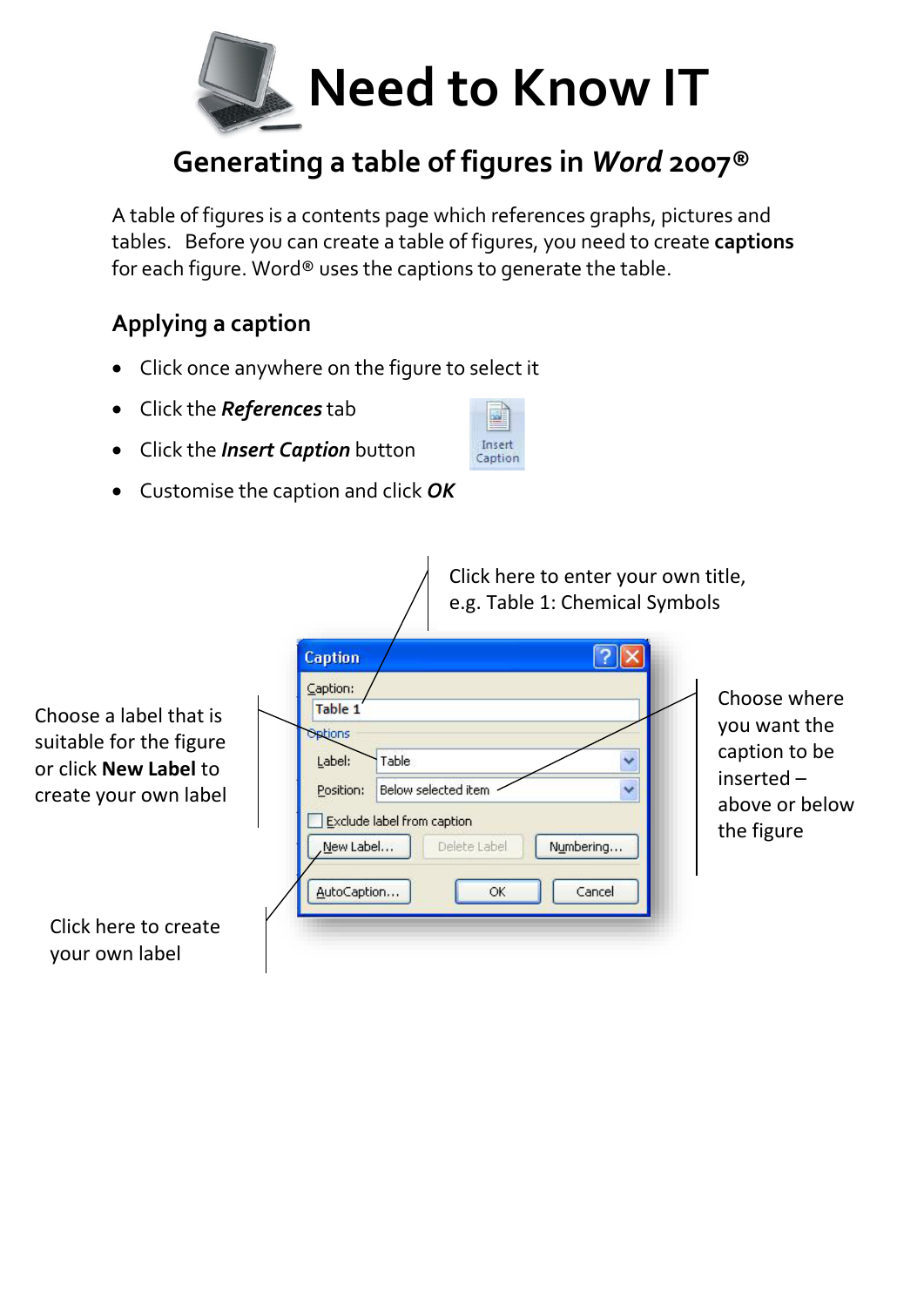# Need to Know IT

## Generating a table of figures in *Word* 2007®

A table of figures is a contents page which references graphs, pictures and tables. Before you can create a table of figures, you need to create **captions** for each figure. Word® uses the captions to generate the table.

### Applying a caption

- Click once anywhere on the figure to select it
- Click the ***References*** tab
- Click the ***Insert Caption*** button
- Customise the caption and click ***OK***

Click here to enter your own title, e.g. Table 1: Chemical Symbols

Choose a label that is suitable for the figure or click **New Label** to create your own label

Choose where you want the caption to be inserted – above or below the figure

Click here to create your own label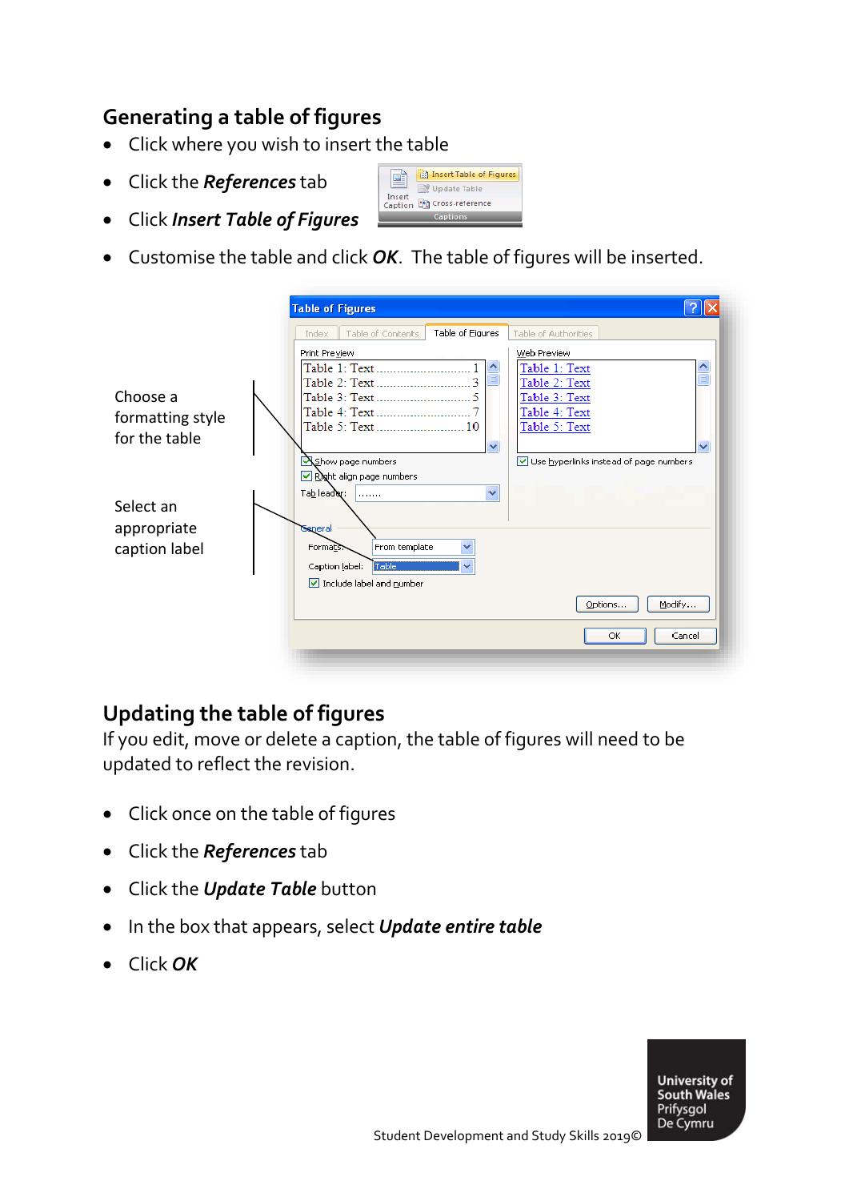## Generating a table of figures

- Click where you wish to insert the table
- Click the ***References*** tab
- Click ***Insert Table of Figures***
- Customise the table and click ***OK***. The table of figures will be inserted.

Choose a formatting style for the table

Select an appropriate caption label

## Updating the table of figures

If you edit, move or delete a caption, the table of figures will need to be updated to reflect the revision.

- Click once on the table of figures
- Click the ***References*** tab
- Click the ***Update Table*** button
- In the box that appears, select ***Update entire table***
- Click ***OK***

Student Development and Study Skills 2019©

University of South Wales
Prifysgol De Cymru